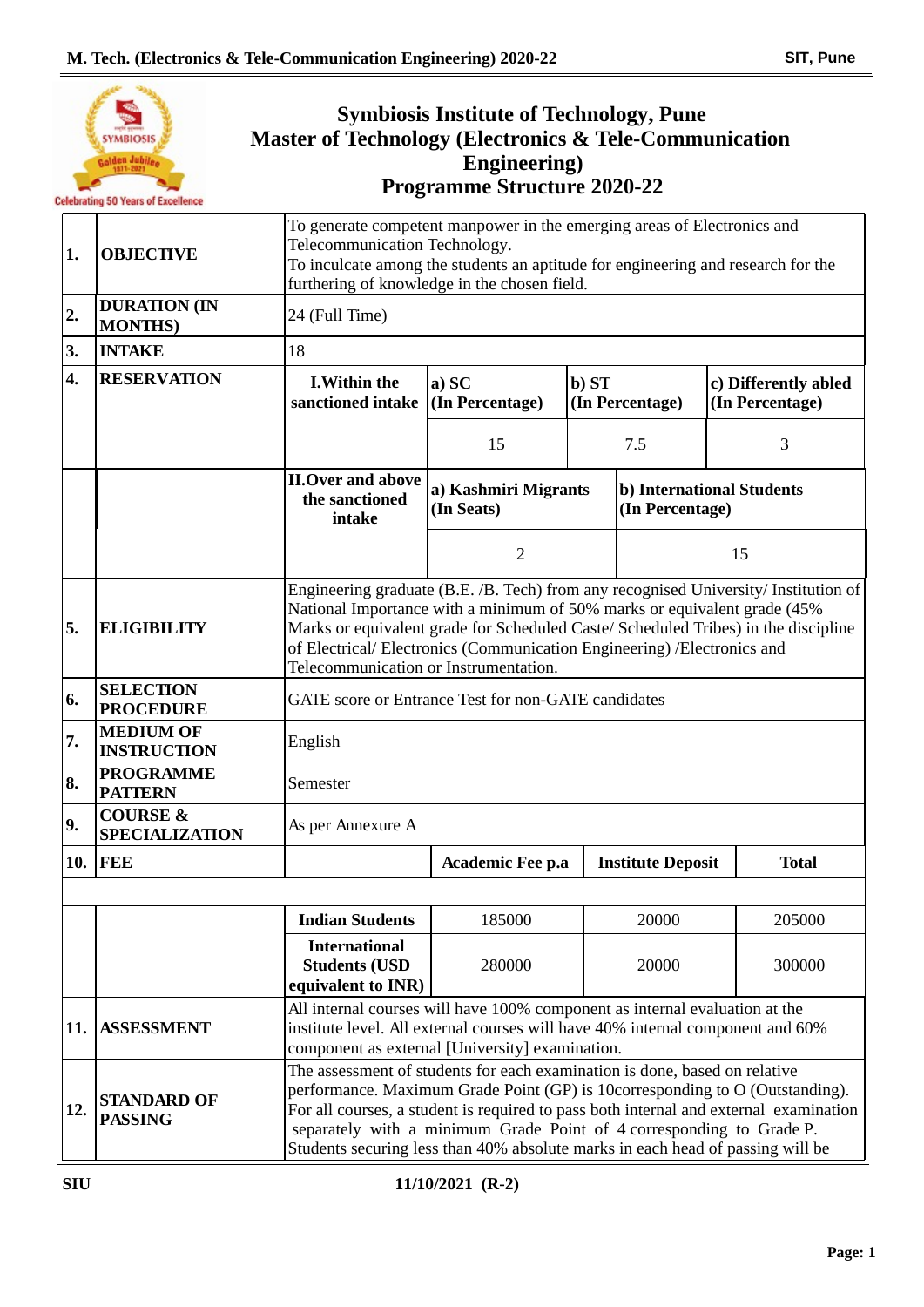# Symbiosis Institute of Technology, Pune
# Master of Technology (Electronics & Tele-Communication Engineering)
# Programme Structure 2020-22

| | | | | | |
|---|---|---|---|---|---|
| 1. | **OBJECTIVE** | To generate competent manpower in the emerging areas of Electronics and Telecommunication Technology. To inculcate among the students an aptitude for engineering and research for the furthering of knowledge in the chosen field. | | | |
| 2. | **DURATION (IN MONTHS)** | 24 (Full Time) | | | |
| 3. | **INTAKE** | 18 | | | |
| 4. | **RESERVATION** | **I.Within the sanctioned intake** | **a) SC (In Percentage)** | **b) ST (In Percentage)** | **c) Differently abled (In Percentage)** |
| | | | 15 | 7.5 | 3 |
| | | **II.Over and above the sanctioned intake** | **a) Kashmiri Migrants (In Seats)** | **b) International Students (In Percentage)** | |
| | | | 2 | 15 | |
| 5. | **ELIGIBILITY** | Engineering graduate (B.E. /B. Tech) from any recognised University/ Institution of National Importance with a minimum of 50% marks or equivalent grade (45% Marks or equivalent grade for Scheduled Caste/ Scheduled Tribes) in the discipline of Electrical/ Electronics (Communication Engineering) /Electronics and Telecommunication or Instrumentation. | | | |
| 6. | **SELECTION PROCEDURE** | GATE score or Entrance Test for non-GATE candidates | | | |
| 7. | **MEDIUM OF INSTRUCTION** | English | | | |
| 8. | **PROGRAMME PATTERN** | Semester | | | |
| 9. | **COURSE & SPECIALIZATION** | As per Annexure A | | | |
| 10. | **FEE** | | **Academic Fee p.a** | **Institute Deposit** | **Total** |
| | | **Indian Students** | 185000 | 20000 | 205000 |
| | | **International Students (USD equivalent to INR)** | 280000 | 20000 | 300000 |
| 11. | **ASSESSMENT** | All internal courses will have 100% component as internal evaluation at the institute level. All external courses will have 40% internal component and 60% component as external [University] examination. | | | |
| 12. | **STANDARD OF PASSING** | The assessment of students for each examination is done, based on relative performance. Maximum Grade Point (GP) is 10corresponding to O (Outstanding). For all courses, a student is required to pass both internal and external examination separately with a minimum Grade Point of 4 corresponding to Grade P. Students securing less than 40% absolute marks in each head of passing will be | | | |

SIU 11/10/2021 (R-2)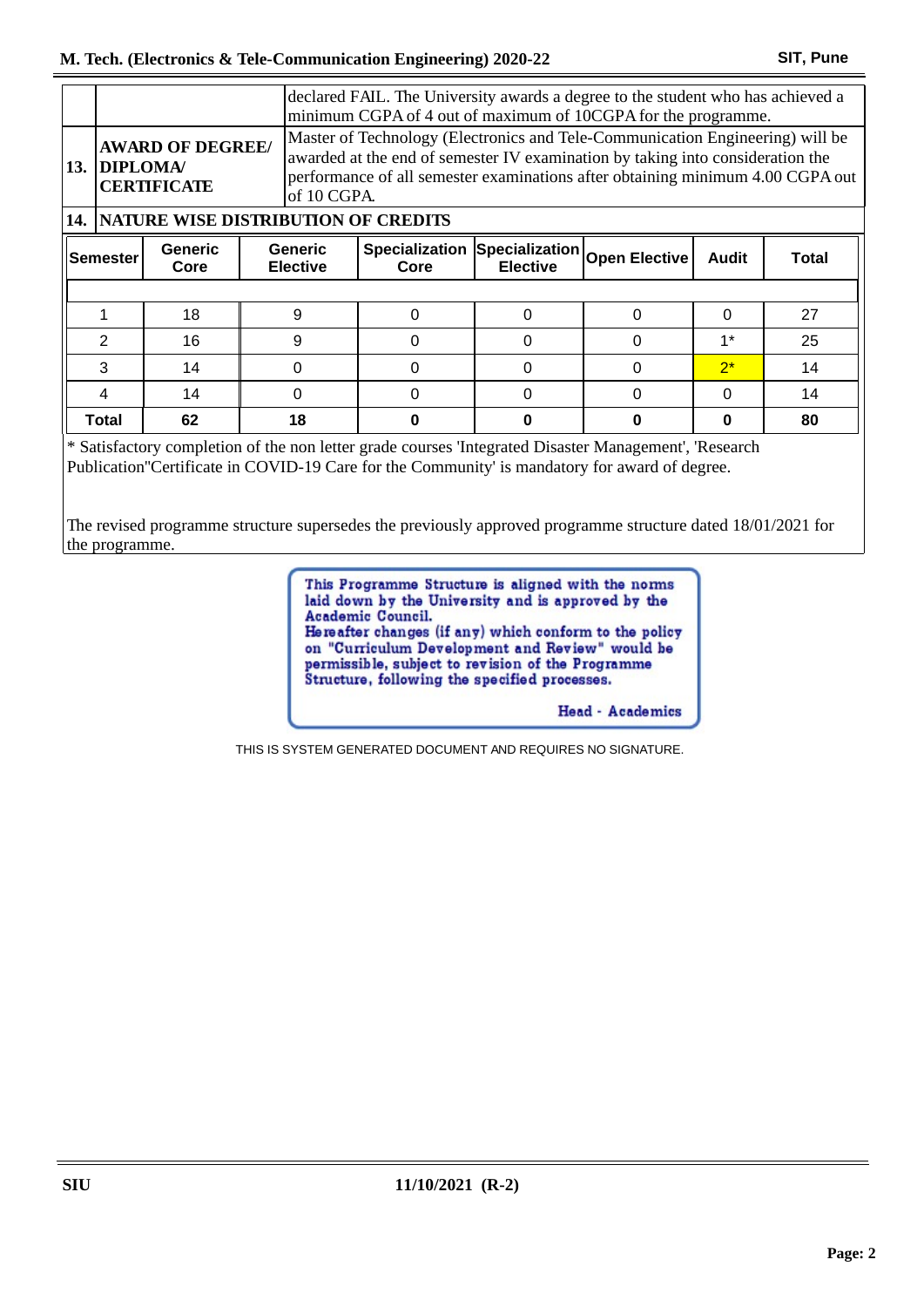| | | |
|---|---|---|
| | | declared FAIL. The University awards a degree to the student who has achieved a minimum CGPA of 4 out of maximum of 10CGPA for the programme. |
| 13. | **AWARD OF DEGREE/ DIPLOMA/ CERTIFICATE** | Master of Technology (Electronics and Tele-Communication Engineering) will be awarded at the end of semester IV examination by taking into consideration the performance of all semester examinations after obtaining minimum 4.00 CGPA out of 10 CGPA. |

**14. NATURE WISE DISTRIBUTION OF CREDITS**

| Semester | Generic Core | Generic Elective | Specialization Core | Specialization Elective | Open Elective | Audit | Total |
|---|---|---|---|---|---|---|---|
| 1 | 18 | 9 | 0 | 0 | 0 | 0 | 27 |
| 2 | 16 | 9 | 0 | 0 | 0 | 1* | 25 |
| 3 | 14 | 0 | 0 | 0 | 0 | 2* | 14 |
| 4 | 14 | 0 | 0 | 0 | 0 | 0 | 14 |
| **Total** | **62** | **18** | **0** | **0** | **0** | **0** | **80** |

* Satisfactory completion of the non letter grade courses 'Integrated Disaster Management', 'Research Publication''Certificate in COVID-19 Care for the Community' is mandatory for award of degree.

The revised programme structure supersedes the previously approved programme structure dated 18/01/2021 for the programme.

This Programme Structure is aligned with the norms laid down by the University and is approved by the Academic Council.
Hereafter changes (if any) which conform to the policy on "Curriculum Development and Review" would be permissible, subject to revision of the Programme Structure, following the specified processes.

Head - Academics

THIS IS SYSTEM GENERATED DOCUMENT AND REQUIRES NO SIGNATURE.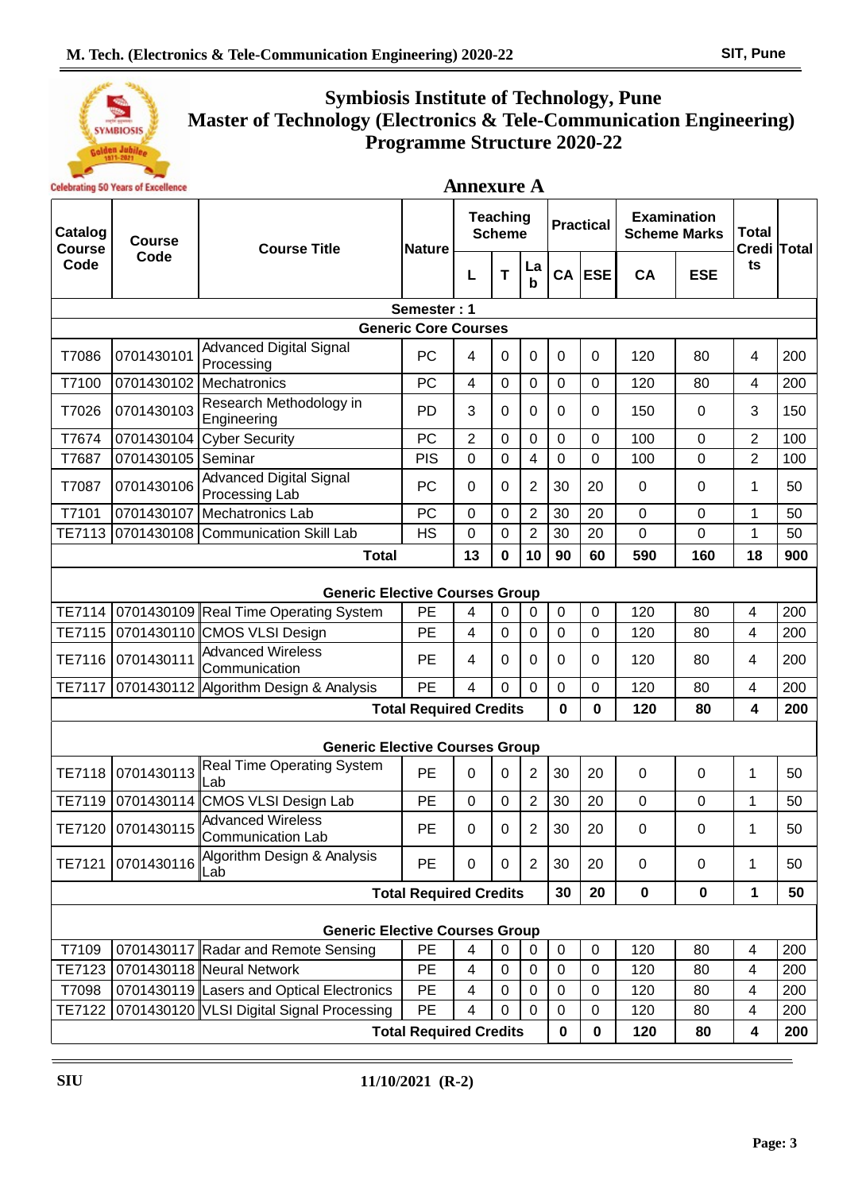# Symbiosis Institute of Technology, Pune
# Master of Technology (Electronics & Tele-Communication Engineering)
# Programme Structure 2020-22

## Annexure A

| Catalog Course Code | Course Code | Course Title | Nature | Teaching Scheme | | | Practical | | Examination Scheme Marks | | Total Credits | Total |
|---|---|---|---|---|---|---|---|---|---|---|---|---|
| | | | | L | T | Lab | CA | ESE | CA | ESE | | |
| **Semester : 1** | | | | | | | | | | | | |
| **Generic Core Courses** | | | | | | | | | | | | |
| T7086 | 0701430101 | Advanced Digital Signal Processing | PC | 4 | 0 | 0 | 0 | 0 | 120 | 80 | 4 | 200 |
| T7100 | 0701430102 | Mechatronics | PC | 4 | 0 | 0 | 0 | 0 | 120 | 80 | 4 | 200 |
| T7026 | 0701430103 | Research Methodology in Engineering | PD | 3 | 0 | 0 | 0 | 0 | 150 | 0 | 3 | 150 |
| T7674 | 0701430104 | Cyber Security | PC | 2 | 0 | 0 | 0 | 0 | 100 | 0 | 2 | 100 |
| T7687 | 0701430105 | Seminar | PIS | 0 | 0 | 4 | 0 | 0 | 100 | 0 | 2 | 100 |
| T7087 | 0701430106 | Advanced Digital Signal Processing Lab | PC | 0 | 0 | 2 | 30 | 20 | 0 | 0 | 1 | 50 |
| T7101 | 0701430107 | Mechatronics Lab | PC | 0 | 0 | 2 | 30 | 20 | 0 | 0 | 1 | 50 |
| TE7113 | 0701430108 | Communication Skill Lab | HS | 0 | 0 | 2 | 30 | 20 | 0 | 0 | 1 | 50 |
| | | **Total** | | **13** | **0** | **10** | **90** | **60** | **590** | **160** | **18** | **900** |
| **Generic Elective Courses Group** | | | | | | | | | | | | |
| TE7114 | 0701430109 | Real Time Operating System | PE | 4 | 0 | 0 | 0 | 0 | 120 | 80 | 4 | 200 |
| TE7115 | 0701430110 | CMOS VLSI Design | PE | 4 | 0 | 0 | 0 | 0 | 120 | 80 | 4 | 200 |
| TE7116 | 0701430111 | Advanced Wireless Communication | PE | 4 | 0 | 0 | 0 | 0 | 120 | 80 | 4 | 200 |
| TE7117 | 0701430112 | Algorithm Design & Analysis | PE | 4 | 0 | 0 | 0 | 0 | 120 | 80 | 4 | 200 |
| | | **Total Required Credits** | | | | | **0** | **0** | **120** | **80** | **4** | **200** |
| **Generic Elective Courses Group** | | | | | | | | | | | | |
| TE7118 | 0701430113 | Real Time Operating System Lab | PE | 0 | 0 | 2 | 30 | 20 | 0 | 0 | 1 | 50 |
| TE7119 | 0701430114 | CMOS VLSI Design Lab | PE | 0 | 0 | 2 | 30 | 20 | 0 | 0 | 1 | 50 |
| TE7120 | 0701430115 | Advanced Wireless Communication Lab | PE | 0 | 0 | 2 | 30 | 20 | 0 | 0 | 1 | 50 |
| TE7121 | 0701430116 | Algorithm Design & Analysis Lab | PE | 0 | 0 | 2 | 30 | 20 | 0 | 0 | 1 | 50 |
| | | **Total Required Credits** | | | | | **30** | **20** | **0** | **0** | **1** | **50** |
| **Generic Elective Courses Group** | | | | | | | | | | | | |
| T7109 | 0701430117 | Radar and Remote Sensing | PE | 4 | 0 | 0 | 0 | 0 | 120 | 80 | 4 | 200 |
| TE7123 | 0701430118 | Neural Network | PE | 4 | 0 | 0 | 0 | 0 | 120 | 80 | 4 | 200 |
| T7098 | 0701430119 | Lasers and Optical Electronics | PE | 4 | 0 | 0 | 0 | 0 | 120 | 80 | 4 | 200 |
| TE7122 | 0701430120 | VLSI Digital Signal Processing | PE | 4 | 0 | 0 | 0 | 0 | 120 | 80 | 4 | 200 |
| | | **Total Required Credits** | | | | | **0** | **0** | **120** | **80** | **4** | **200** |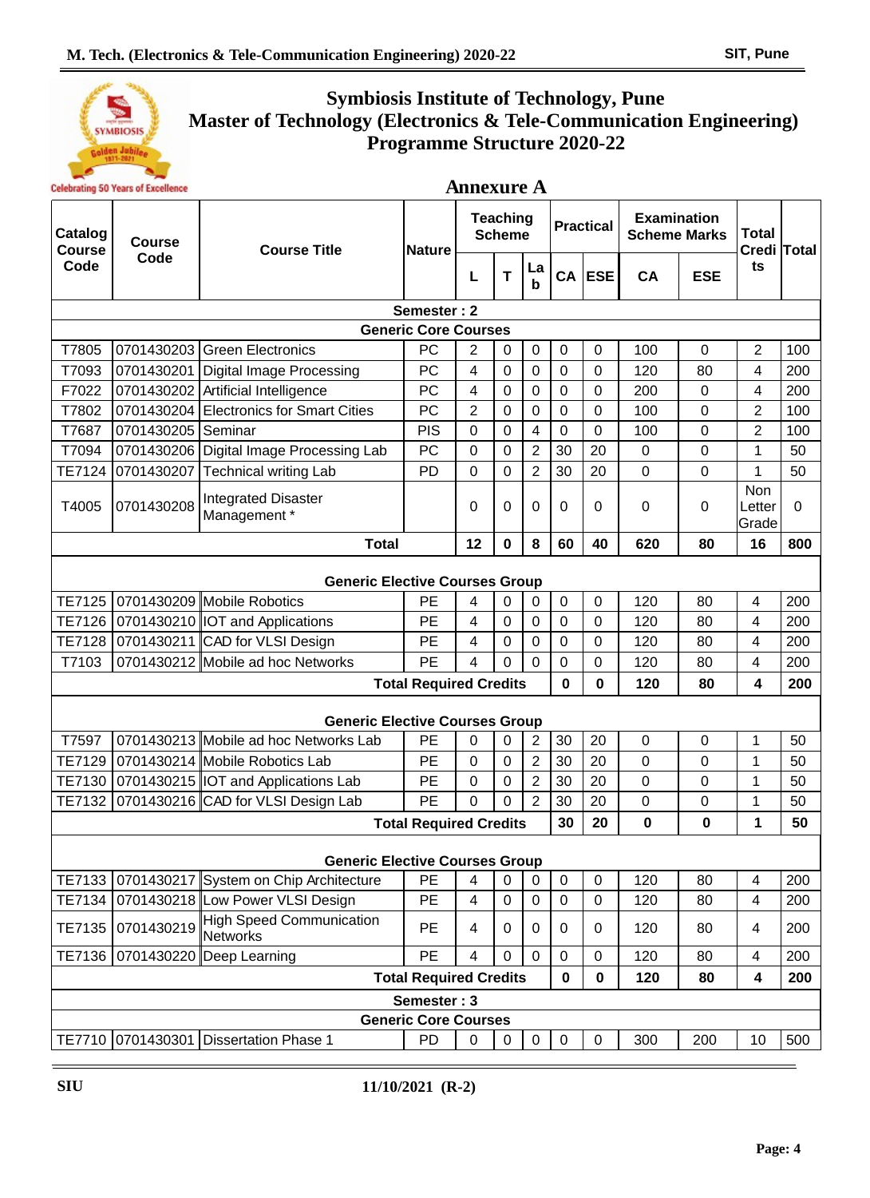# Symbiosis Institute of Technology, Pune
# Master of Technology (Electronics & Tele-Communication Engineering)
# Programme Structure 2020-22

## Annexure A

| Catalog Course Code | Course Code | Course Title | Nature | Teaching Scheme | | | Practical | | Examination Scheme Marks | | Total Credits | Total |
|---|---|---|---|---|---|---|---|---|---|---|---|---|
| | | | | L | T | Lab | CA | ESE | CA | ESE | | |
| **Semester : 2** | | | | | | | | | | | | |
| **Generic Core Courses** | | | | | | | | | | | | |
| T7805 | 0701430203 | Green Electronics | PC | 2 | 0 | 0 | 0 | 0 | 100 | 0 | 2 | 100 |
| T7093 | 0701430201 | Digital Image Processing | PC | 4 | 0 | 0 | 0 | 0 | 120 | 80 | 4 | 200 |
| F7022 | 0701430202 | Artificial Intelligence | PC | 4 | 0 | 0 | 0 | 0 | 200 | 0 | 4 | 200 |
| T7802 | 0701430204 | Electronics for Smart Cities | PC | 2 | 0 | 0 | 0 | 0 | 100 | 0 | 2 | 100 |
| T7687 | 0701430205 | Seminar | PIS | 0 | 0 | 4 | 0 | 0 | 100 | 0 | 2 | 100 |
| T7094 | 0701430206 | Digital Image Processing Lab | PC | 0 | 0 | 2 | 30 | 20 | 0 | 0 | 1 | 50 |
| TE7124 | 0701430207 | Technical writing Lab | PD | 0 | 0 | 2 | 30 | 20 | 0 | 0 | 1 | 50 |
| T4005 | 0701430208 | Integrated Disaster Management * | | 0 | 0 | 0 | 0 | 0 | 0 | 0 | Non Letter Grade | 0 |
| **Total** | | | | **12** | **0** | **8** | **60** | **40** | **620** | **80** | **16** | **800** |
| **Generic Elective Courses Group** | | | | | | | | | | | | |
| TE7125 | 0701430209 | Mobile Robotics | PE | 4 | 0 | 0 | 0 | 0 | 120 | 80 | 4 | 200 |
| TE7126 | 0701430210 | IOT and Applications | PE | 4 | 0 | 0 | 0 | 0 | 120 | 80 | 4 | 200 |
| TE7128 | 0701430211 | CAD for VLSI Design | PE | 4 | 0 | 0 | 0 | 0 | 120 | 80 | 4 | 200 |
| T7103 | 0701430212 | Mobile ad hoc Networks | PE | 4 | 0 | 0 | 0 | 0 | 120 | 80 | 4 | 200 |
| **Total Required Credits** | | | | | | | **0** | **0** | **120** | **80** | **4** | **200** |
| **Generic Elective Courses Group** | | | | | | | | | | | | |
| T7597 | 0701430213 | Mobile ad hoc Networks Lab | PE | 0 | 0 | 2 | 30 | 20 | 0 | 0 | 1 | 50 |
| TE7129 | 0701430214 | Mobile Robotics Lab | PE | 0 | 0 | 2 | 30 | 20 | 0 | 0 | 1 | 50 |
| TE7130 | 0701430215 | IOT and Applications Lab | PE | 0 | 0 | 2 | 30 | 20 | 0 | 0 | 1 | 50 |
| TE7132 | 0701430216 | CAD for VLSI Design Lab | PE | 0 | 0 | 2 | 30 | 20 | 0 | 0 | 1 | 50 |
| **Total Required Credits** | | | | | | | **30** | **20** | **0** | **0** | **1** | **50** |
| **Generic Elective Courses Group** | | | | | | | | | | | | |
| TE7133 | 0701430217 | System on Chip Architecture | PE | 4 | 0 | 0 | 0 | 0 | 120 | 80 | 4 | 200 |
| TE7134 | 0701430218 | Low Power VLSI Design | PE | 4 | 0 | 0 | 0 | 0 | 120 | 80 | 4 | 200 |
| TE7135 | 0701430219 | High Speed Communication Networks | PE | 4 | 0 | 0 | 0 | 0 | 120 | 80 | 4 | 200 |
| TE7136 | 0701430220 | Deep Learning | PE | 4 | 0 | 0 | 0 | 0 | 120 | 80 | 4 | 200 |
| **Total Required Credits** | | | | | | | **0** | **0** | **120** | **80** | **4** | **200** |
| **Semester : 3** | | | | | | | | | | | | |
| **Generic Core Courses** | | | | | | | | | | | | |
| TE7710 | 0701430301 | Dissertation Phase 1 | PD | 0 | 0 | 0 | 0 | 0 | 300 | 200 | 10 | 500 |

SIU 11/10/2021 (R-2)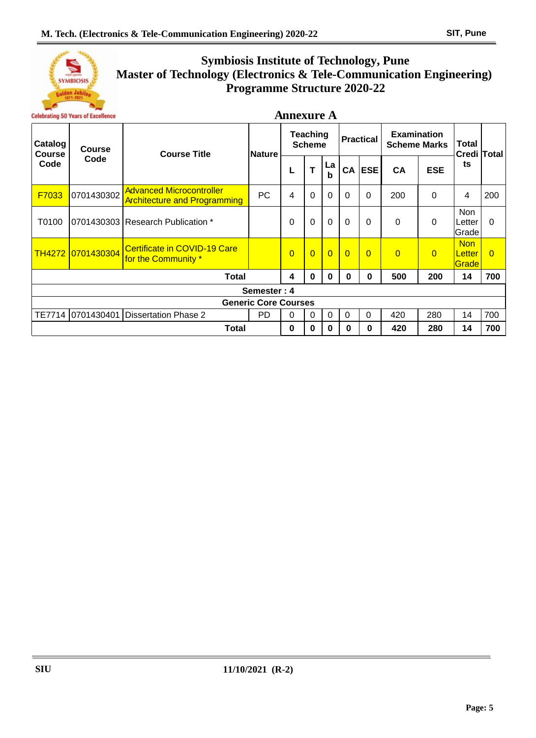# Symbiosis Institute of Technology, Pune
# Master of Technology (Electronics & Tele-Communication Engineering)
# Programme Structure 2020-22

Celebrating 50 Years of Excellence

## Annexure A

| Catalog Course Code | Course Code | Course Title | Nature | Teaching Scheme | | | Practical | | Examination Scheme Marks | | Total Credits | Total |
|---|---|---|---|---|---|---|---|---|---|---|---|---|
| | | | | L | T | Lab | CA | ESE | CA | ESE | | |
| F7033 | 0701430302 | Advanced Microcontroller Architecture and Programming | PC | 4 | 0 | 0 | 0 | 0 | 200 | 0 | 4 | 200 |
| T0100 | 0701430303 | Research Publication * | | 0 | 0 | 0 | 0 | 0 | 0 | 0 | Non Letter Grade | 0 |
| TH4272 | 0701430304 | Certificate in COVID-19 Care for the Community * | | 0 | 0 | 0 | 0 | 0 | 0 | 0 | Non Letter Grade | 0 |
| **Total** | | | | **4** | **0** | **0** | **0** | **0** | **500** | **200** | **14** | **700** |
| **Semester : 4** | | | | | | | | | | | | |
| **Generic Core Courses** | | | | | | | | | | | | |
| TE7714 | 0701430401 | Dissertation Phase 2 | PD | 0 | 0 | 0 | 0 | 0 | 420 | 280 | 14 | 700 |
| **Total** | | | | **0** | **0** | **0** | **0** | **0** | **420** | **280** | **14** | **700** |

SIU 11/10/2021 (R-2)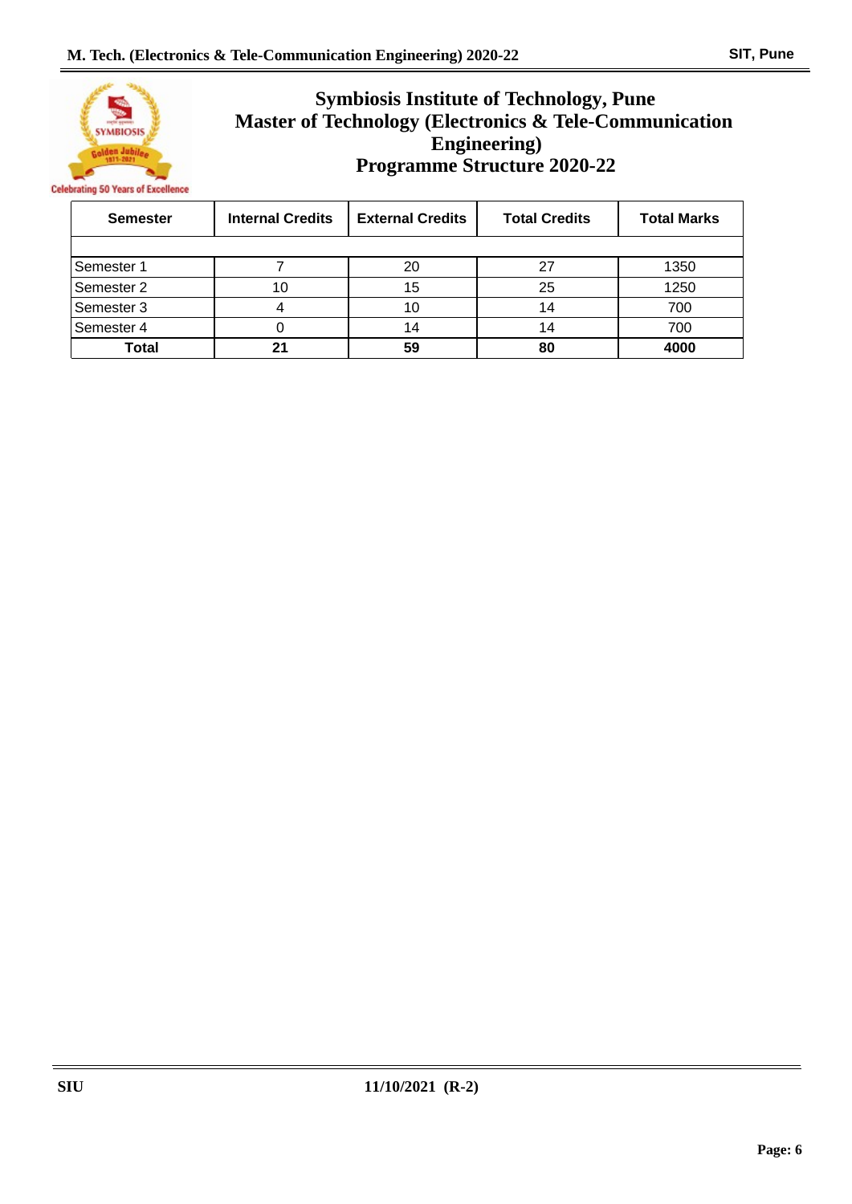# Symbiosis Institute of Technology, Pune
# Master of Technology (Electronics & Tele-Communication Engineering)
# Programme Structure 2020-22

| Semester | Internal Credits | External Credits | Total Credits | Total Marks |
|---|---|---|---|---|
| | | | | |
| Semester 1 | 7 | 20 | 27 | 1350 |
| Semester 2 | 10 | 15 | 25 | 1250 |
| Semester 3 | 4 | 10 | 14 | 700 |
| Semester 4 | 0 | 14 | 14 | 700 |
| **Total** | **21** | **59** | **80** | **4000** |